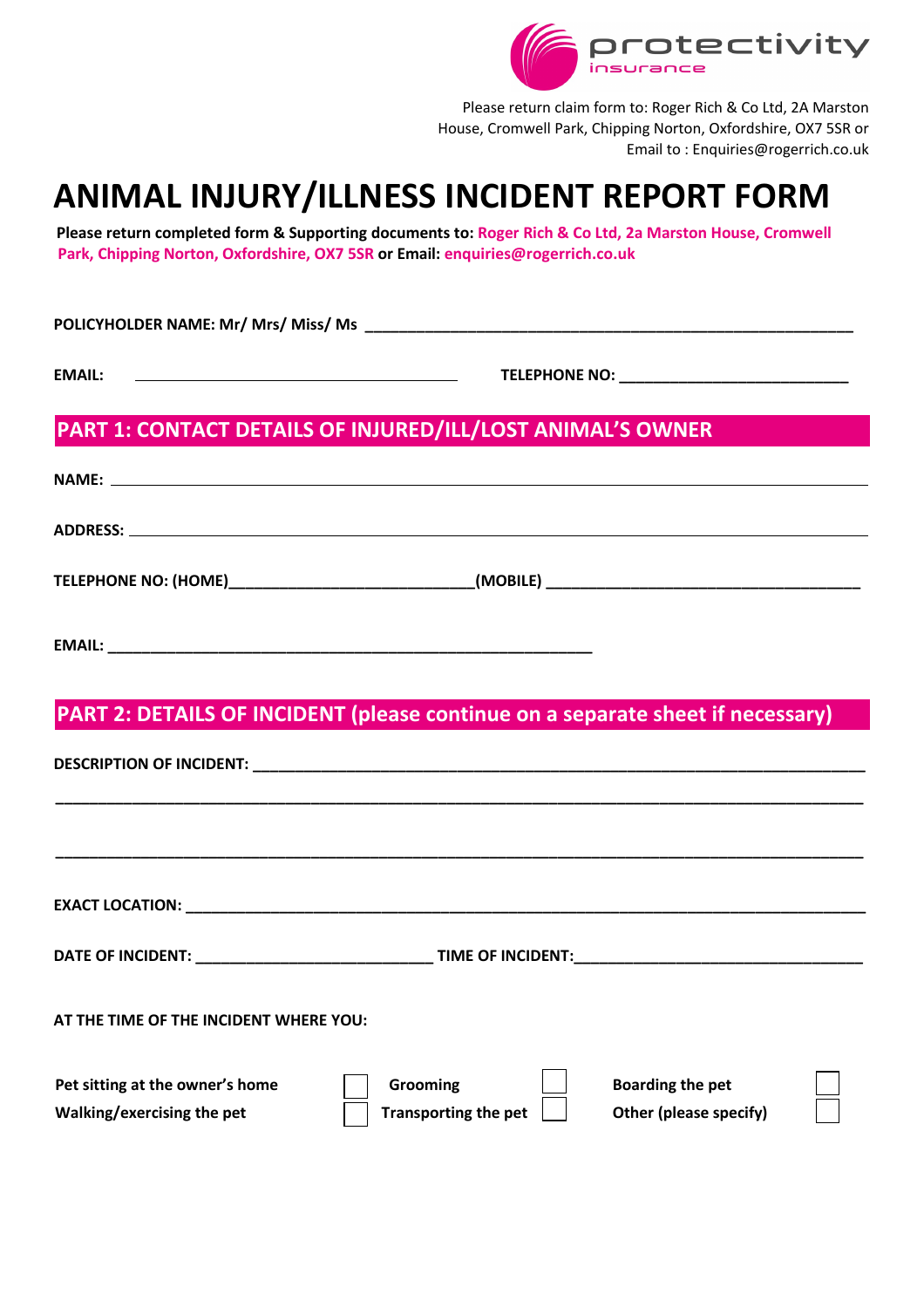protectivity
insurance

Please return claim form to: Roger Rich & Co Ltd, 2A Marston House, Cromwell Park, Chipping Norton, OX7 5SR or Email to : Enquiries@rogerrich.co.uk

# ANIMAL INJURY/ILLNESS INCIDENT REPORT FORM

**Please return completed form & Supporting documents to: Roger Rich & Co Ltd, 2a Marston House, Cromwell Park, Chipping Norton, Oxfordshire, OX7 5SR or Email: enquiries@rogerrich.co.uk**

**POLICYHOLDER NAME: Mr/ Mrs/ Miss/ Ms** ____________________________________________

**EMAIL:** ______________________________ **TELEPHONE NO:** ______________________

## PART 1: CONTACT DETAILS OF INJURED/ILL/LOST ANIMAL'S OWNER

**NAME:** ____________________________________________

**ADDRESS:** ____________________________________________

**TELEPHONE NO: (HOME)**______________________ **(MOBILE)** ______________________

**EMAIL:** ____________________________________________

## PART 2: DETAILS OF INCIDENT (please continue on a separate sheet if necessary)

**DESCRIPTION OF INCIDENT:** ____________________________________________

____________________________________________

____________________________________________

**EXACT LOCATION:** ____________________________________________

**DATE OF INCIDENT:** ______________________ **TIME OF INCIDENT:**______________________

**AT THE TIME OF THE INCIDENT WHERE YOU:**

| | | | | | |
|---|---|---|---|---|---|
| **Pet sitting at the owner's home** | ☐ | **Grooming** | ☐ | **Boarding the pet** | ☐ |
| **Walking/exercising the pet** | ☐ | **Transporting the pet** | ☐ | **Other (please specify)** | ☐ |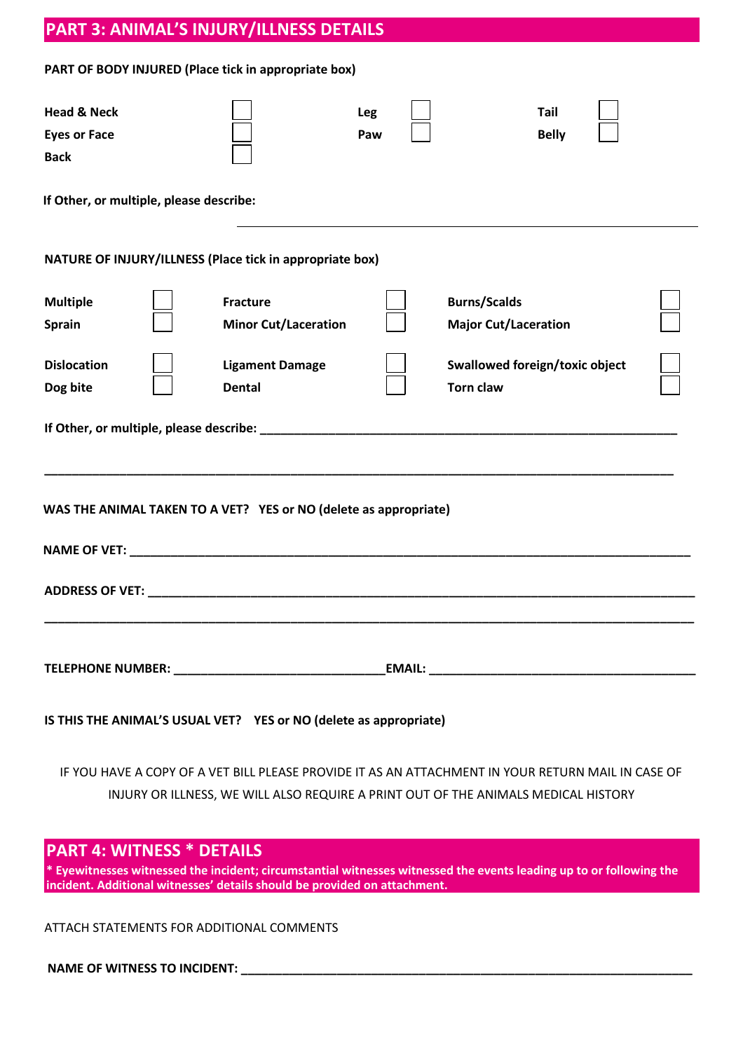## PART 3: ANIMAL'S INJURY/ILLNESS DETAILS

**PART OF BODY INJURED (Place tick in appropriate box)**

| | | | | | |
|---|---|---|---|---|---|
| **Head & Neck** | ☐ | **Leg** | ☐ | **Tail** | ☐ |
| **Eyes or Face** | ☐ | **Paw** | ☐ | **Belly** | ☐ |
| **Back** | ☐ | | | | |

**If Other, or multiple, please describe:**

______________________________________________________________

**NATURE OF INJURY/ILLNESS (Place tick in appropriate box)**

| | | | | | |
|---|---|---|---|---|---|
| **Multiple** | ☐ | **Fracture** | ☐ | **Burns/Scalds** | ☐ |
| **Sprain** | ☐ | **Minor Cut/Laceration** | ☐ | **Major Cut/Laceration** | ☐ |
| **Dislocation** | ☐ | **Ligament Damage** | ☐ | **Swallowed foreign/toxic object** | ☐ |
| **Dog bite** | ☐ | **Dental** | ☐ | **Torn claw** | ☐ |

**If Other, or multiple, please describe:** ______________________________________________________________

______________________________________________________________________________________

**WAS THE ANIMAL TAKEN TO A VET? YES or NO (delete as appropriate)**

**NAME OF VET:** ______________________________________________________________________________

**ADDRESS OF VET:** ___________________________________________________________________________

______________________________________________________________________________________

**TELEPHONE NUMBER:** ______________________________ **EMAIL:** ______________________________________

**IS THIS THE ANIMAL'S USUAL VET? YES or NO (delete as appropriate)**

IF YOU HAVE A COPY OF A VET BILL PLEASE PROVIDE IT AS AN ATTACHMENT IN YOUR RETURN MAIL IN CASE OF INJURY OR ILLNESS, WE WILL ALSO REQUIRE A PRINT OUT OF THE ANIMALS MEDICAL HISTORY

## PART 4: WITNESS * DETAILS

**\* Eyewitnesses witnessed the incident; circumstantial witnesses witnessed the events leading up to or following the incident. Additional witnesses' details should be provided on attachment.**

ATTACH STATEMENTS FOR ADDITIONAL COMMENTS

**NAME OF WITNESS TO INCIDENT:** ____________________________________________________________________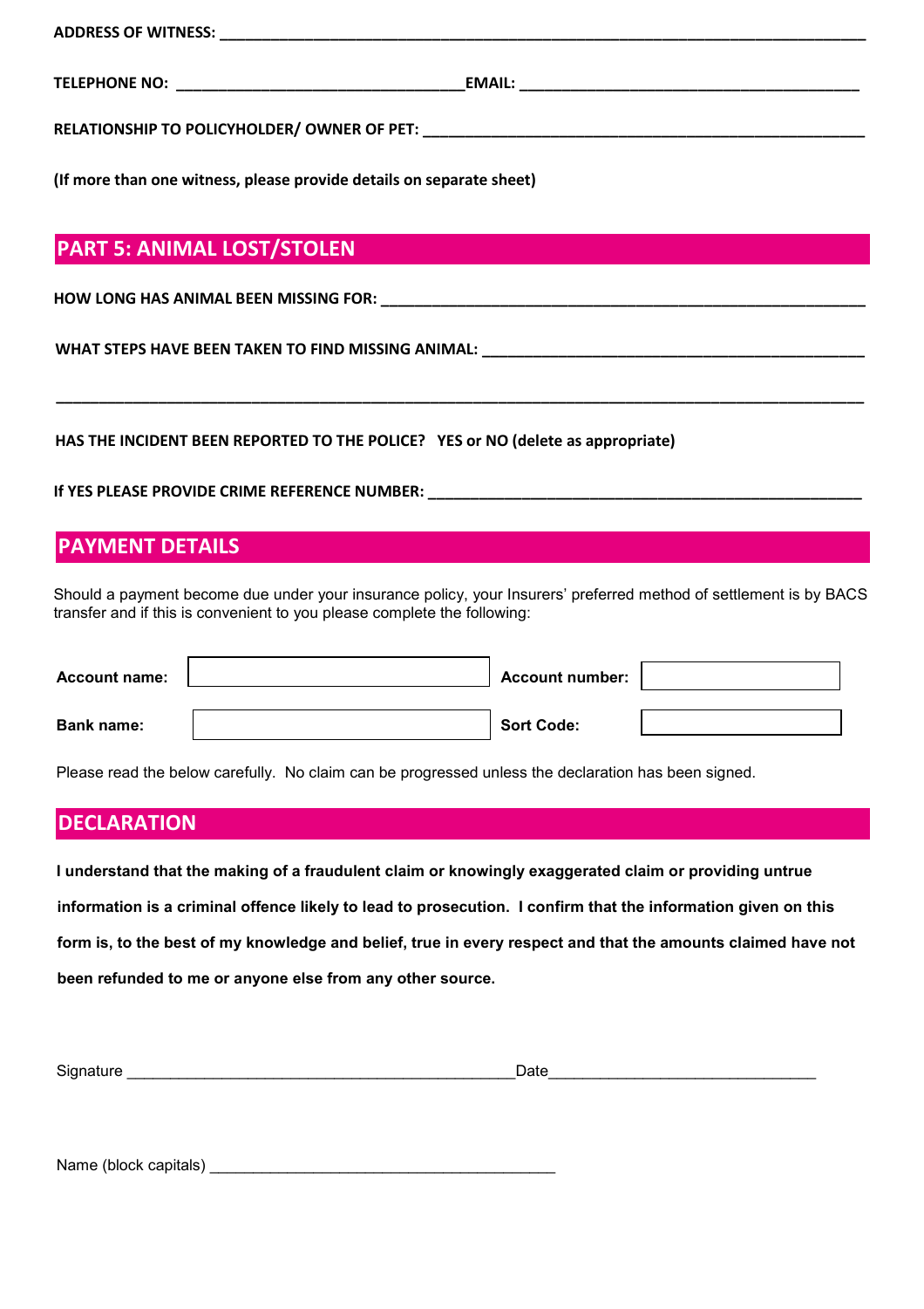**ADDRESS OF WITNESS:** ____________________________________________

**TELEPHONE NO:** ______________________ **EMAIL:** ______________________

**RELATIONSHIP TO POLICYHOLDER/ OWNER OF PET:** ______________________

**(If more than one witness, please provide details on separate sheet)**

## PART 5: ANIMAL LOST/STOLEN

**HOW LONG HAS ANIMAL BEEN MISSING FOR:** ______________________

**WHAT STEPS HAVE BEEN TAKEN TO FIND MISSING ANIMAL:** ______________________

____________________________________________

**HAS THE INCIDENT BEEN REPORTED TO THE POLICE? YES or NO (delete as appropriate)**

**If YES PLEASE PROVIDE CRIME REFERENCE NUMBER:** ______________________

## PAYMENT DETAILS

Should a payment become due under your insurance policy, your Insurers' preferred method of settlement is by BACS transfer and if this is convenient to you please complete the following:

| | | | |
|---|---|---|---|
| **Account name:** | | **Account number:** | |
| **Bank name:** | | **Sort Code:** | |

Please read the below carefully. No claim can be progressed unless the declaration has been signed.

## DECLARATION

**I understand that the making of a fraudulent claim or knowingly exaggerated claim or providing untrue information is a criminal offence likely to lead to prosecution. I confirm that the information given on this form is, to the best of my knowledge and belief, true in every respect and that the amounts claimed have not been refunded to me or anyone else from any other source.**

Signature ______________________ Date ______________________

Name (block capitals) ______________________